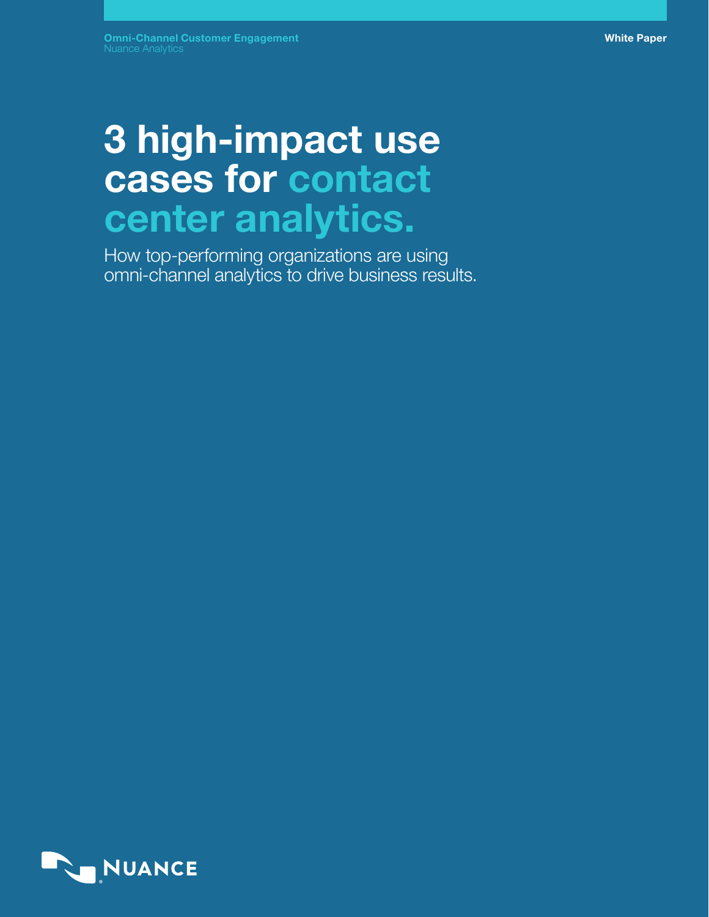Omni-Channel Customer Engagement
Nuance Analytics

White Paper

# 3 high-impact use cases for contact center analytics.

How top-performing organizations are using omni-channel analytics to drive business results.

NUANCE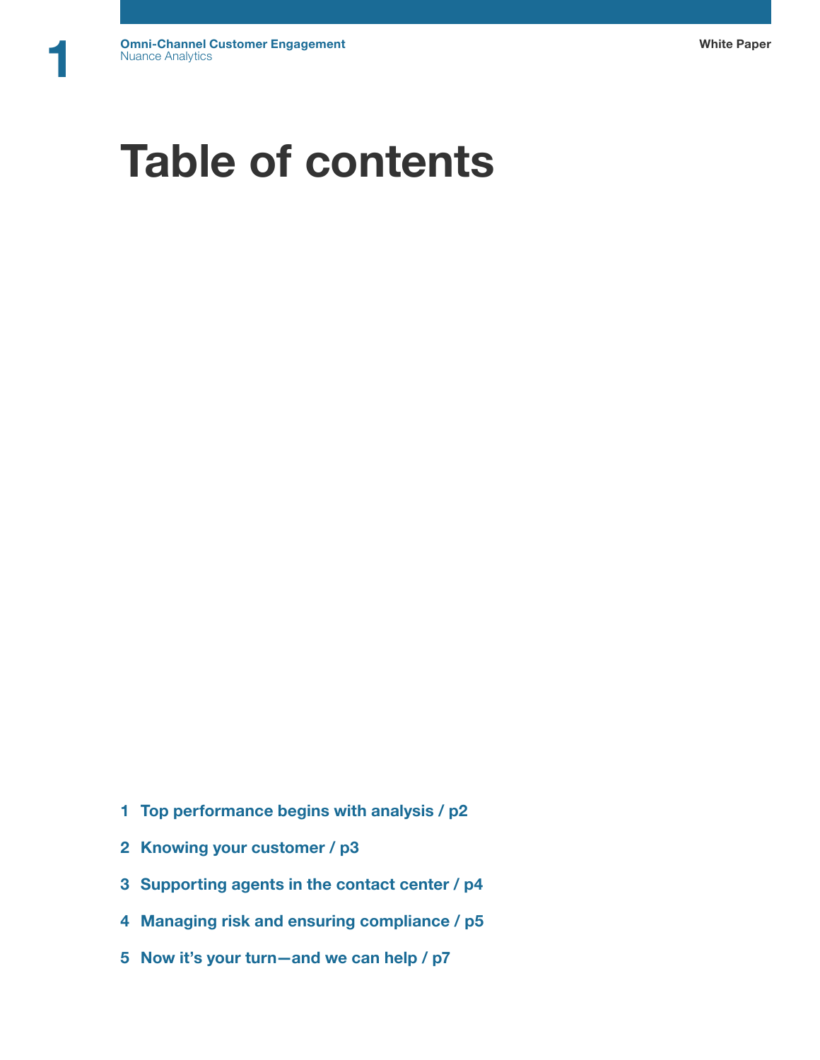# Table of contents

1 Top performance begins with analysis / p2

2 Knowing your customer / p3

3 Supporting agents in the contact center / p4

4 Managing risk and ensuring compliance / p5

5 Now it's your turn—and we can help / p7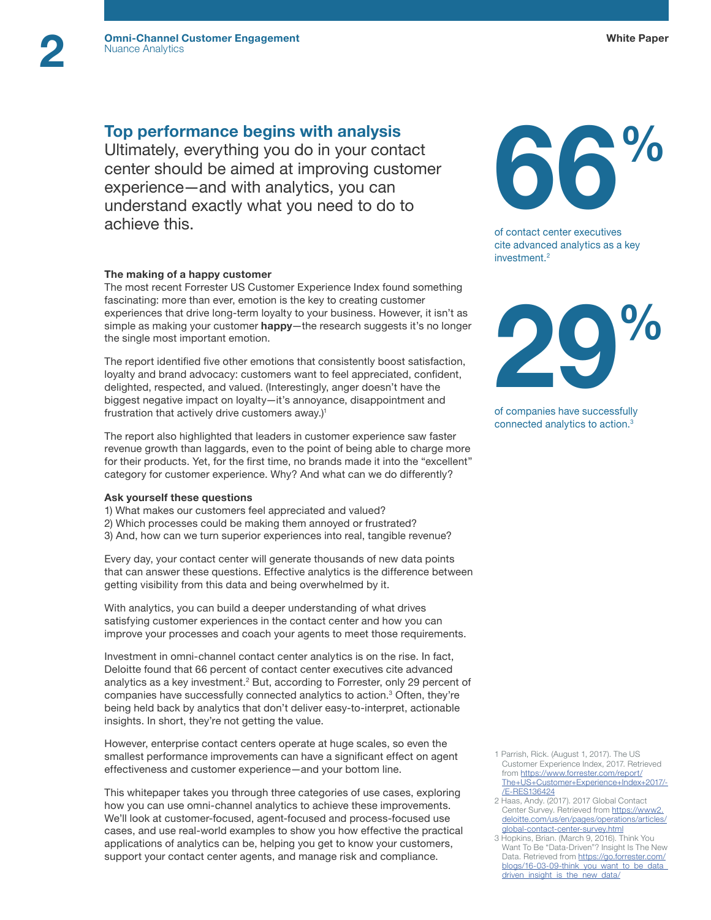## Top performance begins with analysis

Ultimately, everything you do in your contact center should be aimed at improving customer experience—and with analytics, you can understand exactly what you need to do to achieve this.

**66%**

of contact center executives cite advanced analytics as a key investment.[2]

**29%**

of companies have successfully connected analytics to action.[3]

### The making of a happy customer

The most recent Forrester US Customer Experience Index found something fascinating: more than ever, emotion is the key to creating customer experiences that drive long-term loyalty to your business. However, it isn't as simple as making your customer **happy**—the research suggests it's no longer the single most important emotion.

The report identified five other emotions that consistently boost satisfaction, loyalty and brand advocacy: customers want to feel appreciated, confident, delighted, respected, and valued. (Interestingly, anger doesn't have the biggest negative impact on loyalty—it's annoyance, disappointment and frustration that actively drive customers away.)[1]

The report also highlighted that leaders in customer experience saw faster revenue growth than laggards, even to the point of being able to charge more for their products. Yet, for the first time, no brands made it into the "excellent" category for customer experience. Why? And what can we do differently?

### Ask yourself these questions

1) What makes our customers feel appreciated and valued?
2) Which processes could be making them annoyed or frustrated?
3) And, how can we turn superior experiences into real, tangible revenue?

Every day, your contact center will generate thousands of new data points that can answer these questions. Effective analytics is the difference between getting visibility from this data and being overwhelmed by it.

With analytics, you can build a deeper understanding of what drives satisfying customer experiences in the contact center and how you can improve your processes and coach your agents to meet those requirements.

Investment in omni-channel contact center analytics is on the rise. In fact, Deloitte found that 66 percent of contact center executives cite advanced analytics as a key investment.[2] But, according to Forrester, only 29 percent of companies have successfully connected analytics to action.[3] Often, they're being held back by analytics that don't deliver easy-to-interpret, actionable insights. In short, they're not getting the value.

However, enterprise contact centers operate at huge scales, so even the smallest performance improvements can have a significant effect on agent effectiveness and customer experience—and your bottom line.

This whitepaper takes you through three categories of use cases, exploring how you can use omni-channel analytics to achieve these improvements. We'll look at customer-focused, agent-focused and process-focused use cases, and use real-world examples to show you how effective the practical applications of analytics can be, helping you get to know your customers, support your contact center agents, and manage risk and compliance.

1 Parrish, Rick. (August 1, 2017). The US Customer Experience Index, 2017. Retrieved from https://www.forrester.com/report/The+US+Customer+Experience+Index+2017/-/E-RES136424

2 Haas, Andy. (2017). 2017 Global Contact Center Survey. Retrieved from https://www2.deloitte.com/us/en/pages/operations/articles/global-contact-center-survey.html

3 Hopkins, Brian. (March 9, 2016). Think You Want To Be "Data-Driven"? Insight Is The New Data. Retrieved from https://go.forrester.com/blogs/16-03-09-think_you_want_to_be_data_driven_insight_is_the_new_data/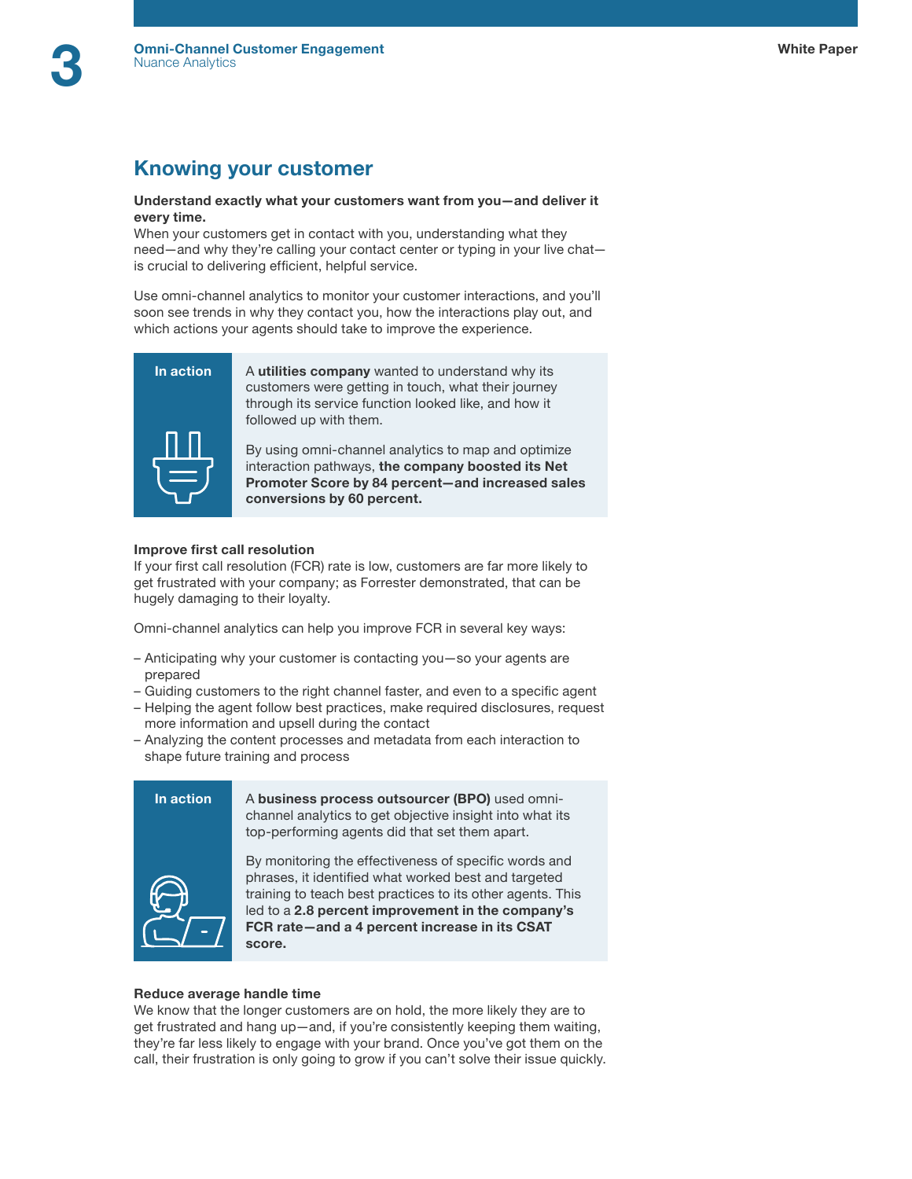## Knowing your customer

**Understand exactly what your customers want from you—and deliver it every time.**
When your customers get in contact with you, understanding what they need—and why they're calling your contact center or typing in your live chat—is crucial to delivering efficient, helpful service.

Use omni-channel analytics to monitor your customer interactions, and you'll soon see trends in why they contact you, how the interactions play out, and which actions your agents should take to improve the experience.

**In action**

A **utilities company** wanted to understand why its customers were getting in touch, what their journey through its service function looked like, and how it followed up with them.

By using omni-channel analytics to map and optimize interaction pathways, **the company boosted its Net Promoter Score by 84 percent—and increased sales conversions by 60 percent.**

**Improve first call resolution**
If your first call resolution (FCR) rate is low, customers are far more likely to get frustrated with your company; as Forrester demonstrated, that can be hugely damaging to their loyalty.

Omni-channel analytics can help you improve FCR in several key ways:

- Anticipating why your customer is contacting you—so your agents are prepared
- Guiding customers to the right channel faster, and even to a specific agent
- Helping the agent follow best practices, make required disclosures, request more information and upsell during the contact
- Analyzing the content processes and metadata from each interaction to shape future training and process

**In action**

A **business process outsourcer (BPO)** used omni-channel analytics to get objective insight into what its top-performing agents did that set them apart.

By monitoring the effectiveness of specific words and phrases, it identified what worked best and targeted training to teach best practices to its other agents. This led to a **2.8 percent improvement in the company's FCR rate—and a 4 percent increase in its CSAT score.**

**Reduce average handle time**
We know that the longer customers are on hold, the more likely they are to get frustrated and hang up—and, if you're consistently keeping them waiting, they're far less likely to engage with your brand. Once you've got them on the call, their frustration is only going to grow if you can't solve their issue quickly.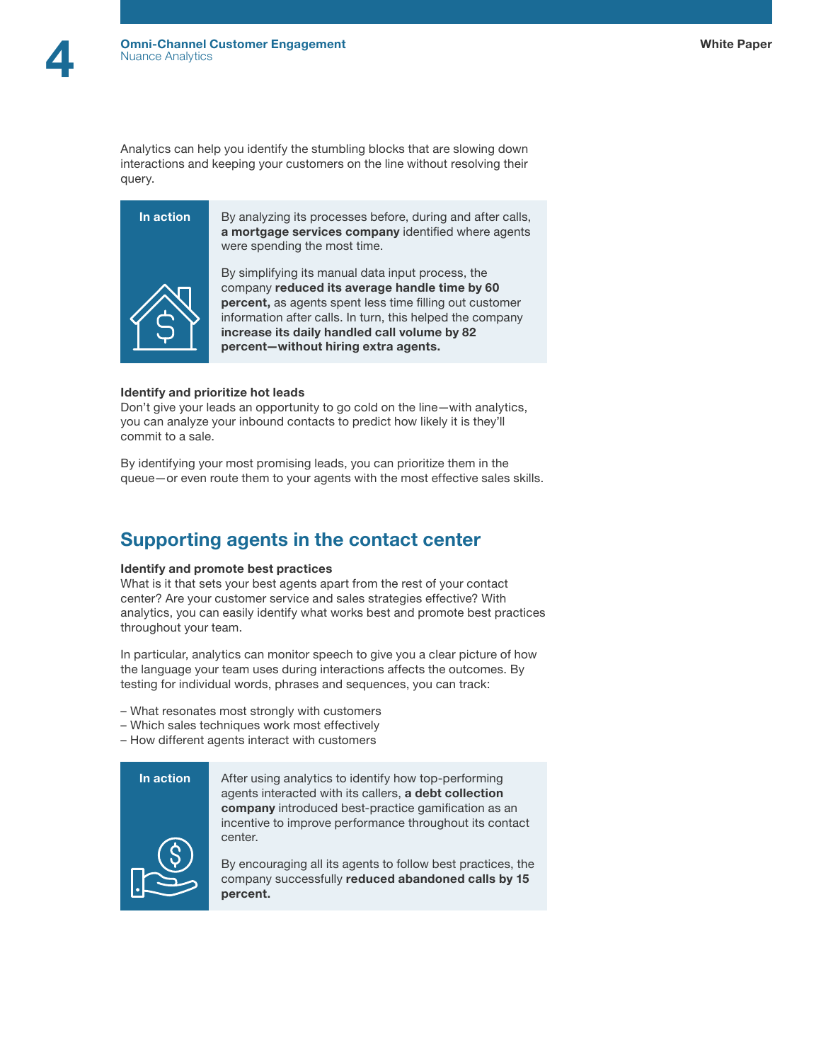Analytics can help you identify the stumbling blocks that are slowing down interactions and keeping your customers on the line without resolving their query.

**In action**

By analyzing its processes before, during and after calls, **a mortgage services company** identified where agents were spending the most time.

By simplifying its manual data input process, the company **reduced its average handle time by 60 percent,** as agents spent less time filling out customer information after calls. In turn, this helped the company **increase its daily handled call volume by 82 percent—without hiring extra agents.**

**Identify and prioritize hot leads**

Don't give your leads an opportunity to go cold on the line—with analytics, you can analyze your inbound contacts to predict how likely it is they'll commit to a sale.

By identifying your most promising leads, you can prioritize them in the queue—or even route them to your agents with the most effective sales skills.

## Supporting agents in the contact center

**Identify and promote best practices**

What is it that sets your best agents apart from the rest of your contact center? Are your customer service and sales strategies effective? With analytics, you can easily identify what works best and promote best practices throughout your team.

In particular, analytics can monitor speech to give you a clear picture of how the language your team uses during interactions affects the outcomes. By testing for individual words, phrases and sequences, you can track:

- What resonates most strongly with customers
- Which sales techniques work most effectively
- How different agents interact with customers

**In action**

After using analytics to identify how top-performing agents interacted with its callers, **a debt collection company** introduced best-practice gamification as an incentive to improve performance throughout its contact center.

By encouraging all its agents to follow best practices, the company successfully **reduced abandoned calls by 15 percent.**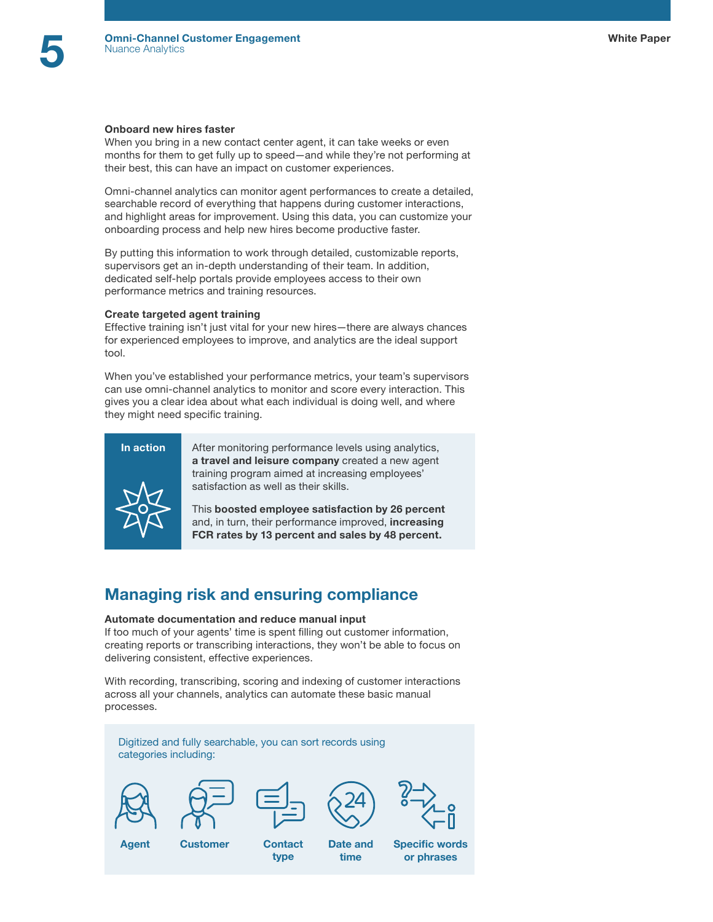**Onboard new hires faster**

When you bring in a new contact center agent, it can take weeks or even months for them to get fully up to speed—and while they're not performing at their best, this can have an impact on customer experiences.

Omni-channel analytics can monitor agent performances to create a detailed, searchable record of everything that happens during customer interactions, and highlight areas for improvement. Using this data, you can customize your onboarding process and help new hires become productive faster.

By putting this information to work through detailed, customizable reports, supervisors get an in-depth understanding of their team. In addition, dedicated self-help portals provide employees access to their own performance metrics and training resources.

**Create targeted agent training**

Effective training isn't just vital for your new hires—there are always chances for experienced employees to improve, and analytics are the ideal support tool.

When you've established your performance metrics, your team's supervisors can use omni-channel analytics to monitor and score every interaction. This gives you a clear idea about what each individual is doing well, and where they might need specific training.

**In action**

After monitoring performance levels using analytics, **a travel and leisure company** created a new agent training program aimed at increasing employees' satisfaction as well as their skills.

This **boosted employee satisfaction by 26 percent** and, in turn, their performance improved, **increasing FCR rates by 13 percent and sales by 48 percent.**

## Managing risk and ensuring compliance

**Automate documentation and reduce manual input**

If too much of your agents' time is spent filling out customer information, creating reports or transcribing interactions, they won't be able to focus on delivering consistent, effective experiences.

With recording, transcribing, scoring and indexing of customer interactions across all your channels, analytics can automate these basic manual processes.

Digitized and fully searchable, you can sort records using categories including:

- Agent
- Customer
- Contact type
- Date and time
- Specific words or phrases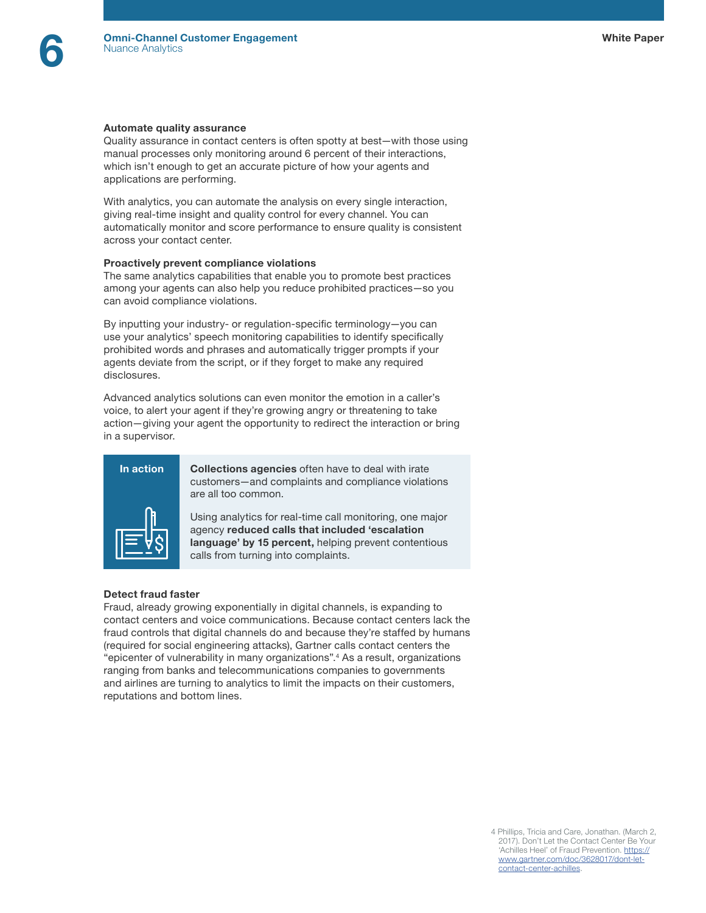### Automate quality assurance

Quality assurance in contact centers is often spotty at best—with those using manual processes only monitoring around 6 percent of their interactions, which isn't enough to get an accurate picture of how your agents and applications are performing.

With analytics, you can automate the analysis on every single interaction, giving real-time insight and quality control for every channel. You can automatically monitor and score performance to ensure quality is consistent across your contact center.

### Proactively prevent compliance violations

The same analytics capabilities that enable you to promote best practices among your agents can also help you reduce prohibited practices—so you can avoid compliance violations.

By inputting your industry- or regulation-specific terminology—you can use your analytics' speech monitoring capabilities to identify specifically prohibited words and phrases and automatically trigger prompts if your agents deviate from the script, or if they forget to make any required disclosures.

Advanced analytics solutions can even monitor the emotion in a caller's voice, to alert your agent if they're growing angry or threatening to take action—giving your agent the opportunity to redirect the interaction or bring in a supervisor.

**In action**

**Collections agencies** often have to deal with irate customers—and complaints and compliance violations are all too common.

Using analytics for real-time call monitoring, one major agency **reduced calls that included 'escalation language' by 15 percent,** helping prevent contentious calls from turning into complaints.

### Detect fraud faster

Fraud, already growing exponentially in digital channels, is expanding to contact centers and voice communications. Because contact centers lack the fraud controls that digital channels do and because they're staffed by humans (required for social engineering attacks), Gartner calls contact centers the "epicenter of vulnerability in many organizations".[4] As a result, organizations ranging from banks and telecommunications companies to governments and airlines are turning to analytics to limit the impacts on their customers, reputations and bottom lines.

4 Phillips, Tricia and Care, Jonathan. (March 2, 2017). Don't Let the Contact Center Be Your 'Achilles Heel' of Fraud Prevention. https://www.gartner.com/doc/3628017/dont-let-contact-center-achilles.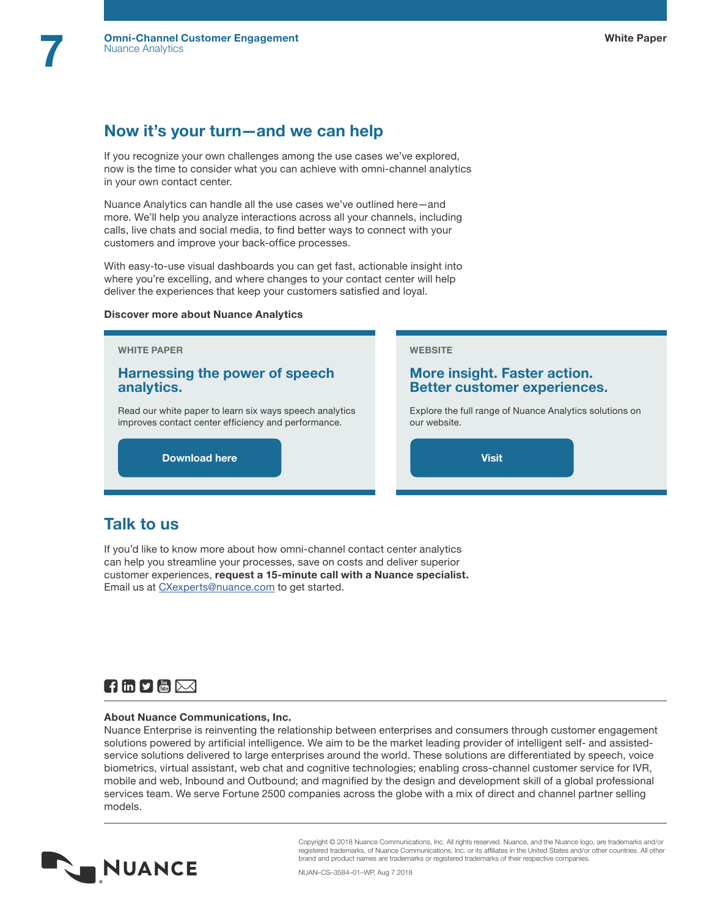## Now it's your turn—and we can help

If you recognize your own challenges among the use cases we've explored, now is the time to consider what you can achieve with omni-channel analytics in your own contact center.

Nuance Analytics can handle all the use cases we've outlined here—and more. We'll help you analyze interactions across all your channels, including calls, live chats and social media, to find better ways to connect with your customers and improve your back-office processes.

With easy-to-use visual dashboards you can get fast, actionable insight into where you're excelling, and where changes to your contact center will help deliver the experiences that keep your customers satisfied and loyal.

**Discover more about Nuance Analytics**

WHITE PAPER

### Harnessing the power of speech analytics.

Read our white paper to learn six ways speech analytics improves contact center efficiency and performance.

Download here

WEBSITE

### More insight. Faster action. Better customer experiences.

Explore the full range of Nuance Analytics solutions on our website.

Visit

## Talk to us

If you'd like to know more about how omni-channel contact center analytics can help you streamline your processes, save on costs and deliver superior customer experiences, **request a 15-minute call with a Nuance specialist.** Email us at CXexperts@nuance.com to get started.

**About Nuance Communications, Inc.**
Nuance Enterprise is reinventing the relationship between enterprises and consumers through customer engagement solutions powered by artificial intelligence. We aim to be the market leading provider of intelligent self- and assisted-service solutions delivered to large enterprises around the world. These solutions are differentiated by speech, voice biometrics, virtual assistant, web chat and cognitive technologies; enabling cross-channel customer service for IVR, mobile and web, Inbound and Outbound; and magnified by the design and development skill of a global professional services team. We serve Fortune 2500 companies across the globe with a mix of direct and channel partner selling models.

NUANCE

Copyright © 2018 Nuance Communications, Inc. All rights reserved. Nuance, and the Nuance logo, are trademarks and/or registered trademarks, of Nuance Communications, Inc. or its affiliates in the United States and/or other countries. All other brand and product names are trademarks or registered trademarks of their respective companies.

NUAN–CS–3584–01–WP, Aug 7 2018